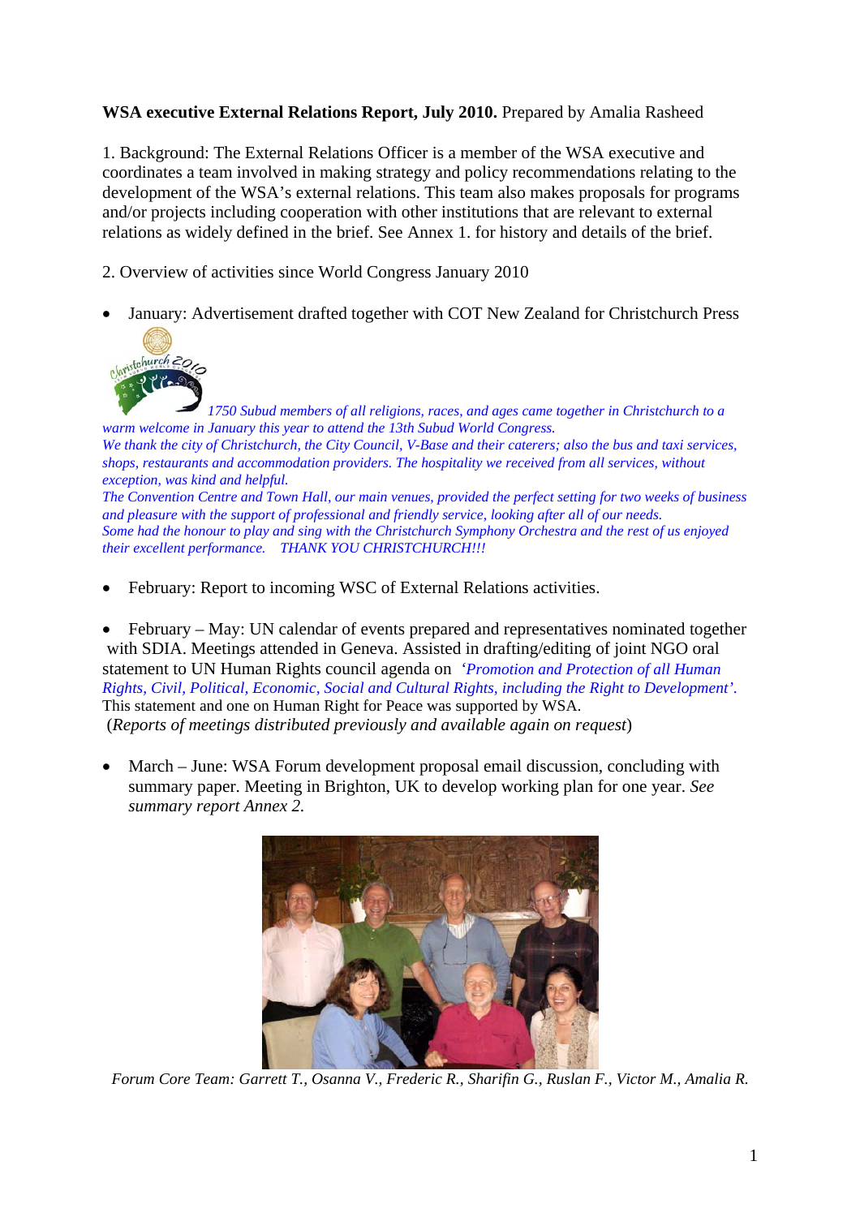**WSA executive External Relations Report, July 2010.** Prepared by Amalia Rasheed

1. Background: The External Relations Officer is a member of the WSA executive and coordinates a team involved in making strategy and policy recommendations relating to the development of the WSA's external relations. This team also makes proposals for programs and/or projects including cooperation with other institutions that are relevant to external relations as widely defined in the brief. See Annex 1. for history and details of the brief.

2. Overview of activities since World Congress January 2010

- January: Advertisement drafted together with COT New Zealand for Christchurch Press

*1750 Subud members of all religions, races, and ages came together in Christchurch to a warm welcome in January this year to attend the 13th Subud World Congress.*
*We thank the city of Christchurch, the City Council, V-Base and their caterers; also the bus and taxi services, shops, restaurants and accommodation providers. The hospitality we received from all services, without exception, was kind and helpful.*
*The Convention Centre and Town Hall, our main venues, provided the perfect setting for two weeks of business and pleasure with the support of professional and friendly service, looking after all of our needs.*
*Some had the honour to play and sing with the Christchurch Symphony Orchestra and the rest of us enjoyed their excellent performance. THANK YOU CHRISTCHURCH!!!*

- February: Report to incoming WSC of External Relations activities.

- February – May: UN calendar of events prepared and representatives nominated together with SDIA. Meetings attended in Geneva. Assisted in drafting/editing of joint NGO oral statement to UN Human Rights council agenda on *'Promotion and Protection of all Human Rights, Civil, Political, Economic, Social and Cultural Rights, including the Right to Development'.* This statement and one on Human Right for Peace was supported by WSA.
(*Reports of meetings distributed previously and available again on request*)

- March – June: WSA Forum development proposal email discussion, concluding with summary paper. Meeting in Brighton, UK to develop working plan for one year. *See summary report Annex 2.*

*Forum Core Team: Garrett T., Osanna V., Frederic R., Sharifin G., Ruslan F., Victor M., Amalia R.*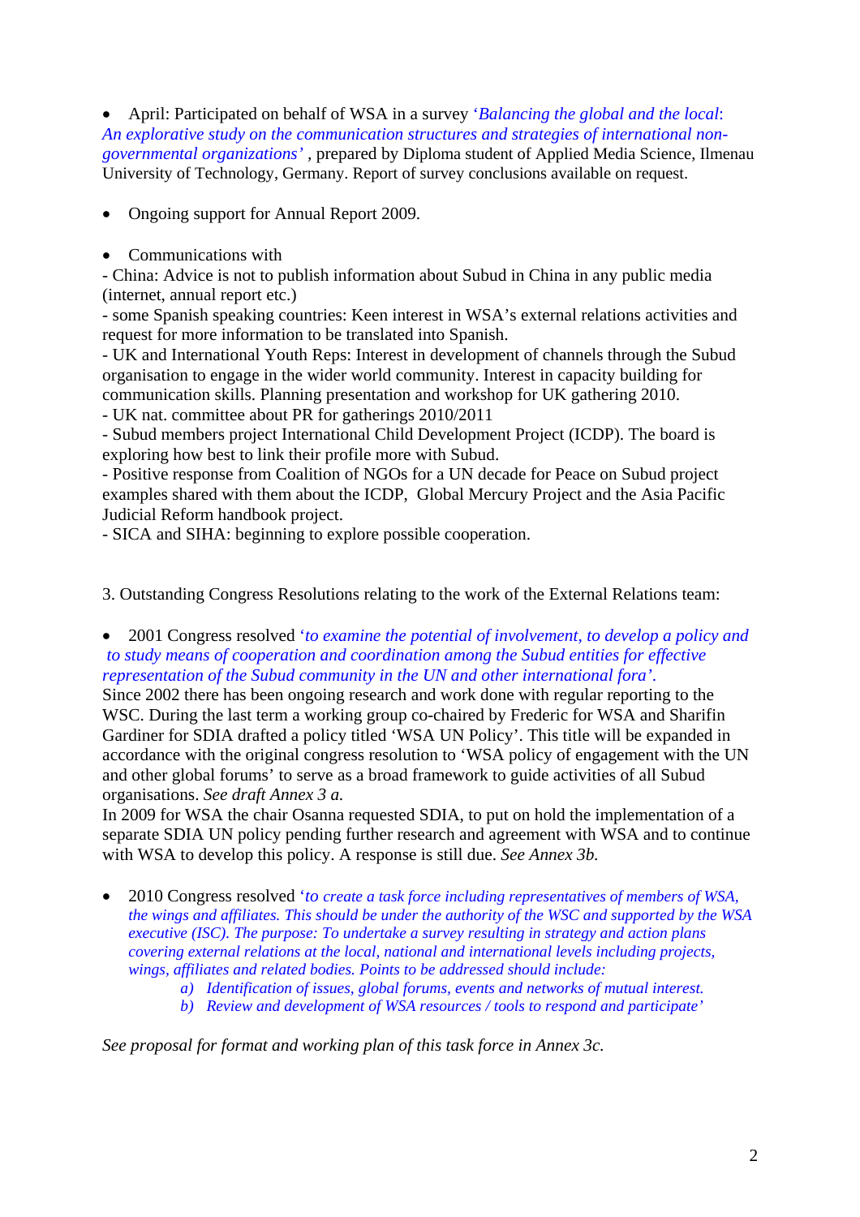- April: Participated on behalf of WSA in a survey *'Balancing the global and the local: An explorative study on the communication structures and strategies of international non-governmental organizations'* , prepared by Diploma student of Applied Media Science, Ilmenau University of Technology, Germany. Report of survey conclusions available on request.

- Ongoing support for Annual Report 2009.

- Communications with

- China: Advice is not to publish information about Subud in China in any public media (internet, annual report etc.)
- some Spanish speaking countries: Keen interest in WSA's external relations activities and request for more information to be translated into Spanish.
- UK and International Youth Reps: Interest in development of channels through the Subud organisation to engage in the wider world community. Interest in capacity building for communication skills. Planning presentation and workshop for UK gathering 2010.
- UK nat. committee about PR for gatherings 2010/2011
- Subud members project International Child Development Project (ICDP). The board is exploring how best to link their profile more with Subud.
- Positive response from Coalition of NGOs for a UN decade for Peace on Subud project examples shared with them about the ICDP, Global Mercury Project and the Asia Pacific Judicial Reform handbook project.
- SICA and SIHA: beginning to explore possible cooperation.

3. Outstanding Congress Resolutions relating to the work of the External Relations team:

- 2001 Congress resolved *'to examine the potential of involvement, to develop a policy and to study means of cooperation and coordination among the Subud entities for effective representation of the Subud community in the UN and other international fora'.*

Since 2002 there has been ongoing research and work done with regular reporting to the WSC. During the last term a working group co-chaired by Frederic for WSA and Sharifin Gardiner for SDIA drafted a policy titled 'WSA UN Policy'. This title will be expanded in accordance with the original congress resolution to 'WSA policy of engagement with the UN and other global forums' to serve as a broad framework to guide activities of all Subud organisations. *See draft Annex 3 a.*

In 2009 for WSA the chair Osanna requested SDIA, to put on hold the implementation of a separate SDIA UN policy pending further research and agreement with WSA and to continue with WSA to develop this policy. A response is still due. *See Annex 3b.*

- 2010 Congress resolved *'to create a task force including representatives of members of WSA, the wings and affiliates. This should be under the authority of the WSC and supported by the WSA executive (ISC). The purpose: To undertake a survey resulting in strategy and action plans covering external relations at the local, national and international levels including projects, wings, affiliates and related bodies. Points to be addressed should include:*
  - *a) Identification of issues, global forums, events and networks of mutual interest.*
  - *b) Review and development of WSA resources / tools to respond and participate'*

*See proposal for format and working plan of this task force in Annex 3c.*